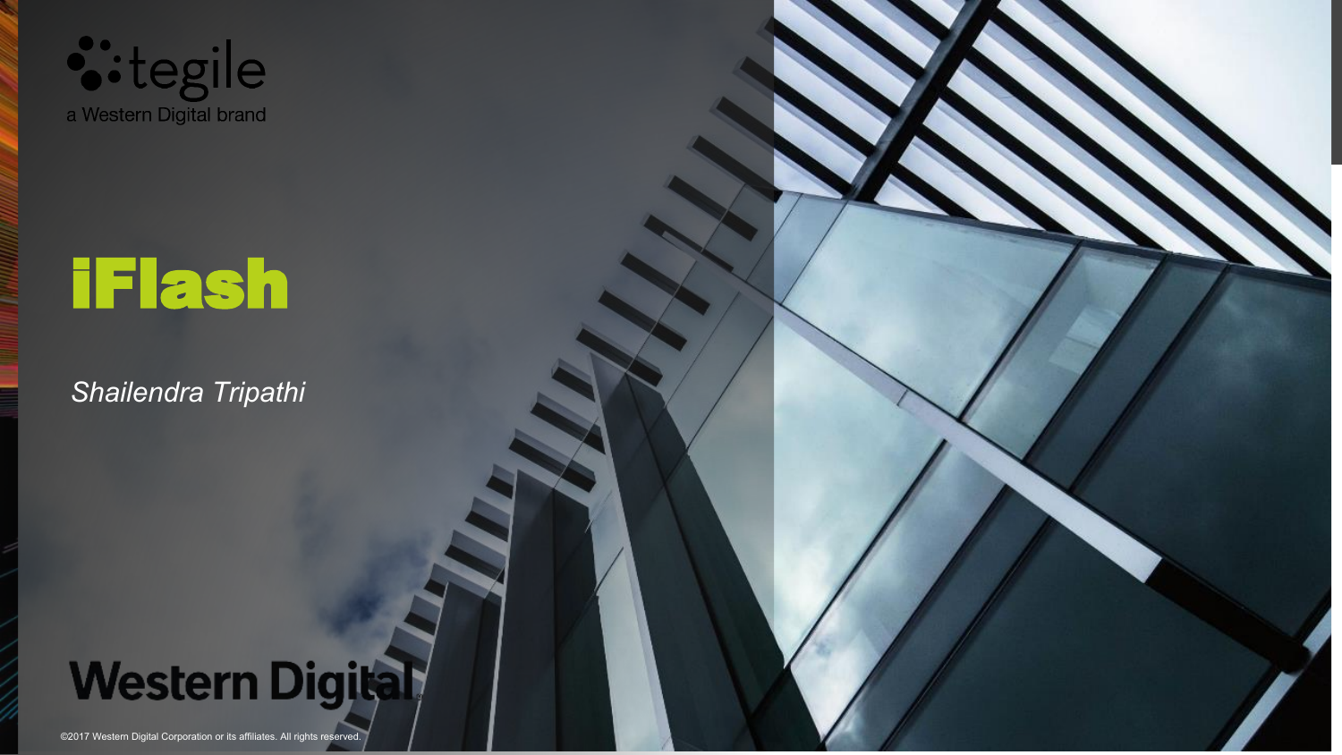tegile

a Western Digital brand

# iFlash

*Shailendra Tripathi*

Western Digital.

©2017 Western Digital Corporation or its affiliates. All rights reserved.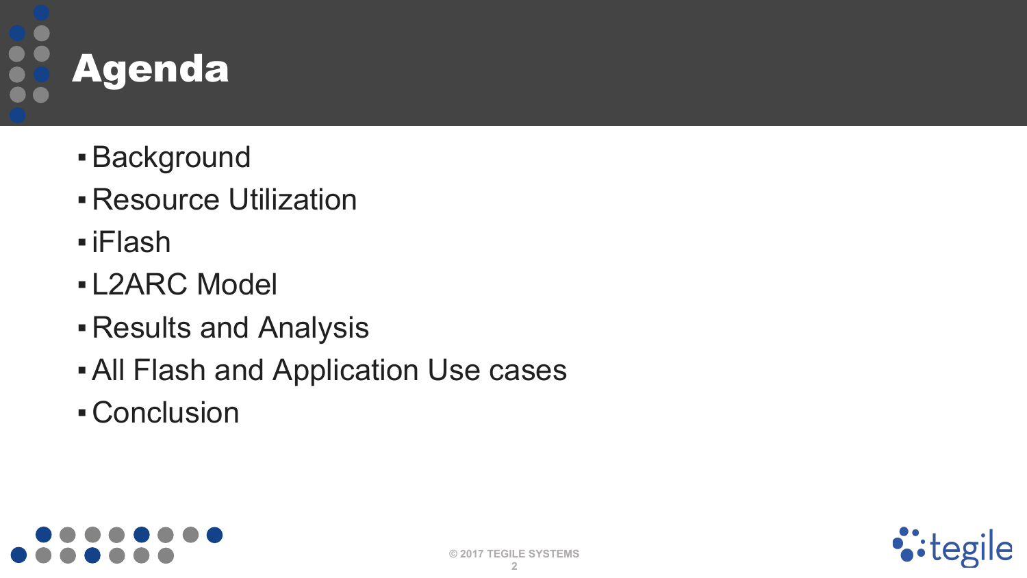# Agenda

- Background
- Resource Utilization
- iFlash
- L2ARC Model
- Results and Analysis
- All Flash and Application Use cases
- Conclusion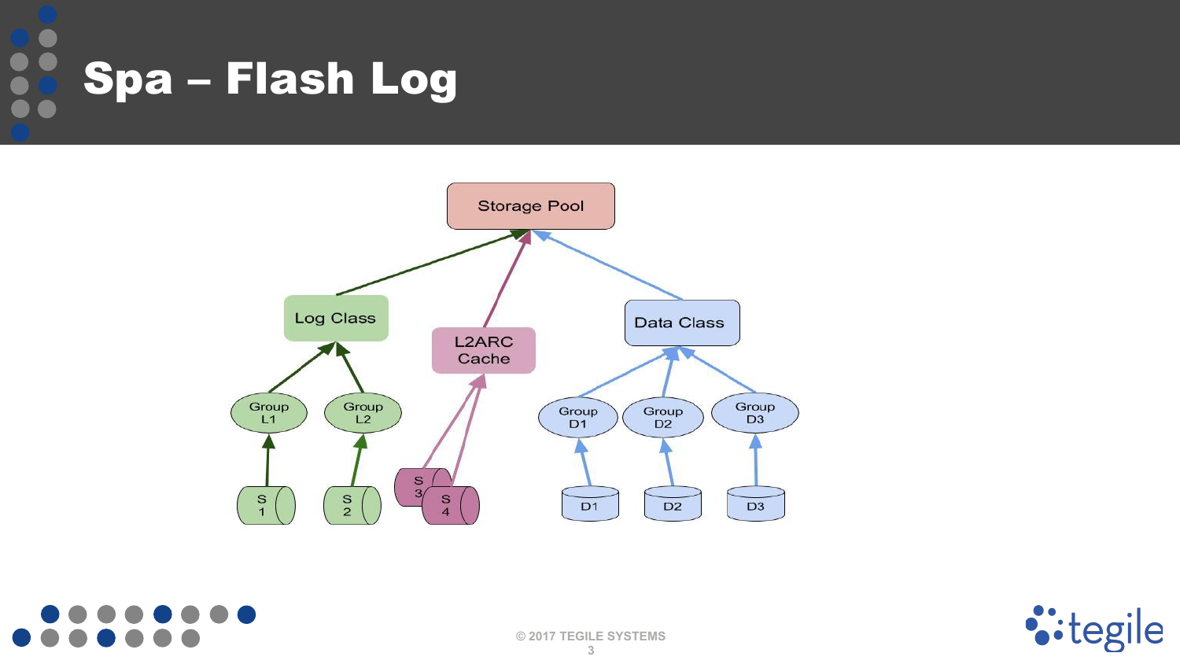# Spa – Flash Log

Storage Pool

Log Class

L2ARC Cache

Data Class

Group L1

Group L2

Group D1

Group D2

Group D3

S 1

S 2

S 3

S 4

D1

D2

D3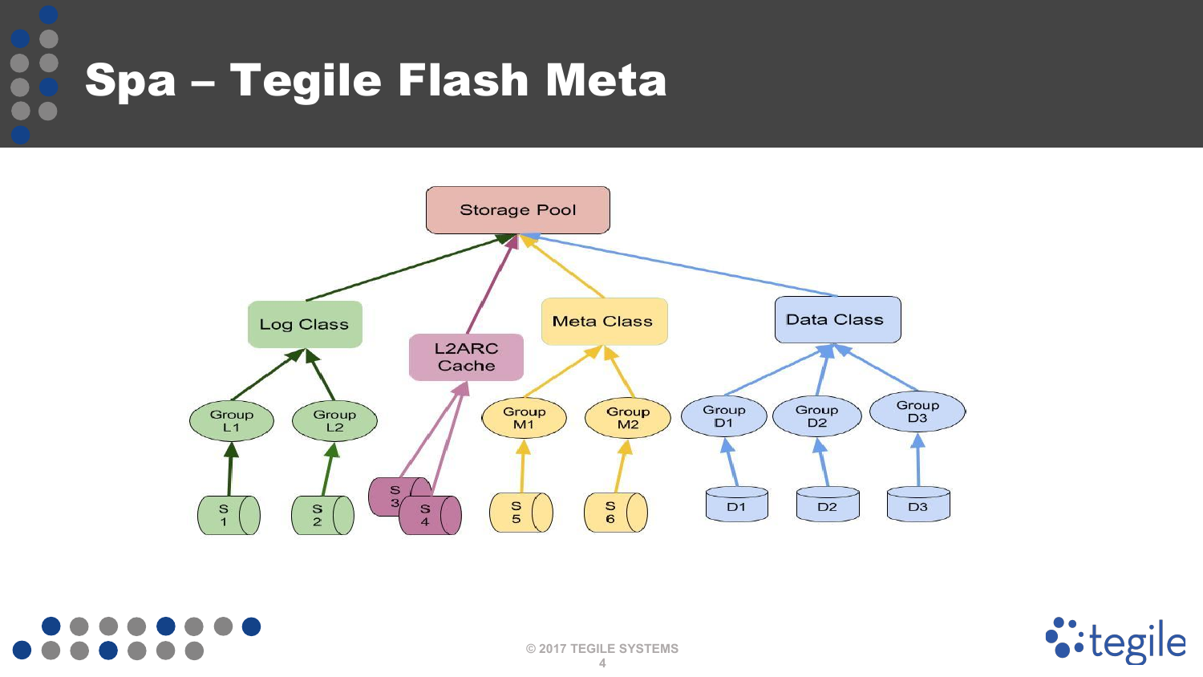# Spa – Tegile Flash Meta

Storage Pool

Log Class

L2ARC Cache

Meta Class

Data Class

Group L1

Group L2

Group M1

Group M2

Group D1

Group D2

Group D3

S 1

S 2

S 3

S 4

S 5

S 6

D1

D2

D3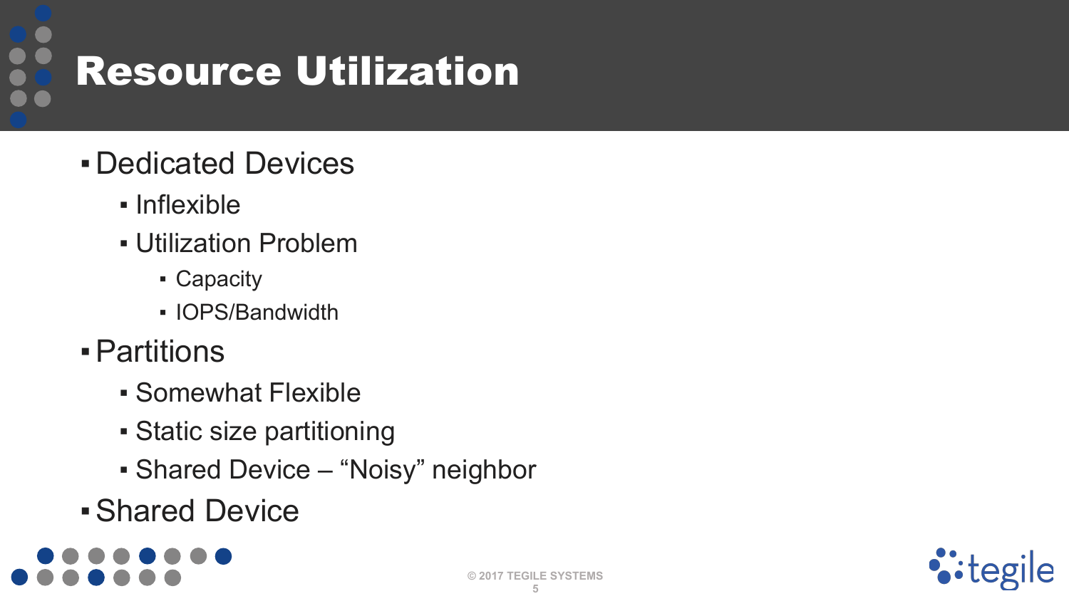# Resource Utilization

- Dedicated Devices
  - Inflexible
  - Utilization Problem
    - Capacity
    - IOPS/Bandwidth
- Partitions
  - Somewhat Flexible
  - Static size partitioning
  - Shared Device – “Noisy” neighbor
- Shared Device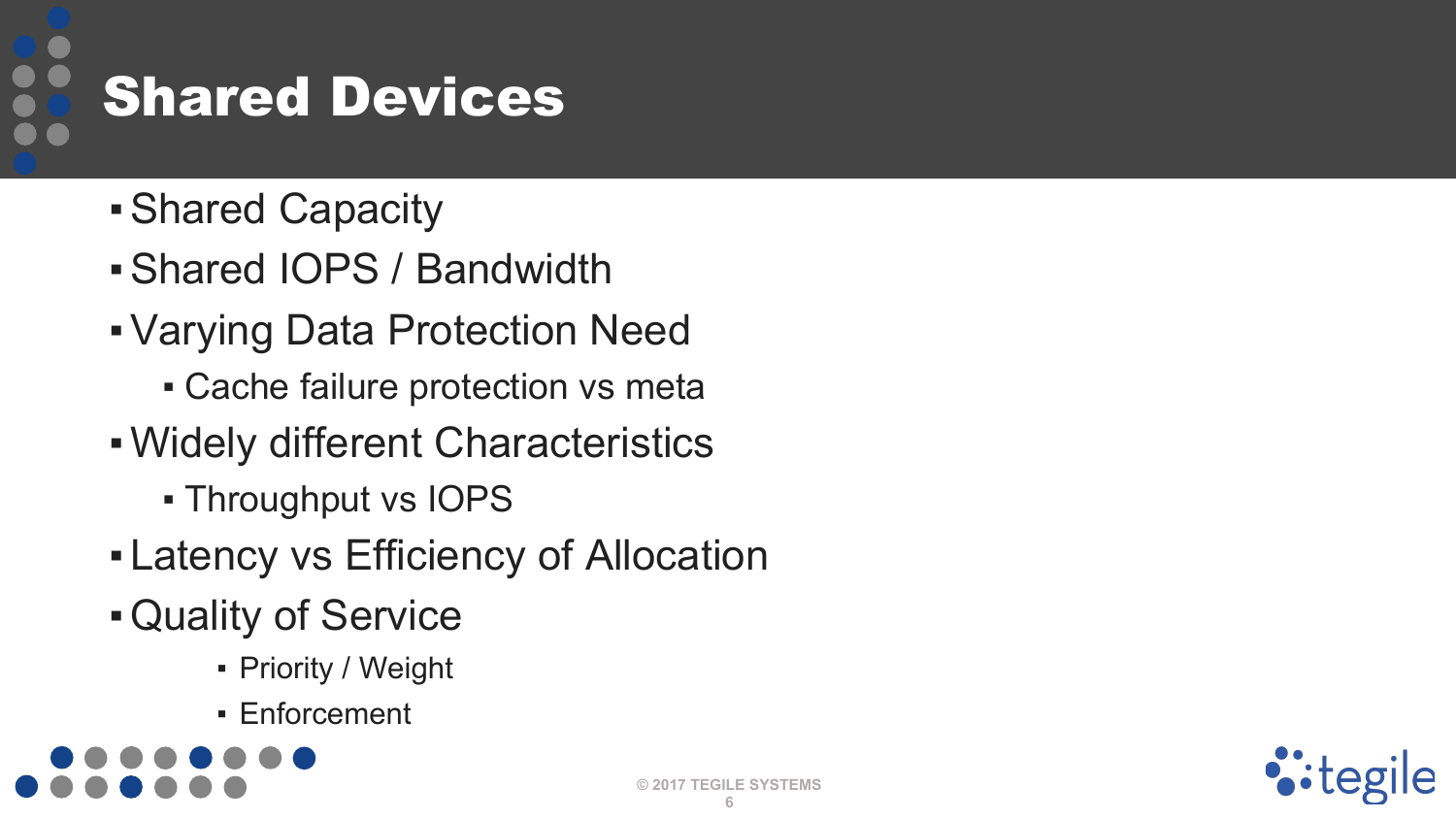# Shared Devices

- Shared Capacity
- Shared IOPS / Bandwidth
- Varying Data Protection Need
  - Cache failure protection vs meta
- Widely different Characteristics
  - Throughput vs IOPS
- Latency vs Efficiency of Allocation
- Quality of Service
  - Priority / Weight
  - Enforcement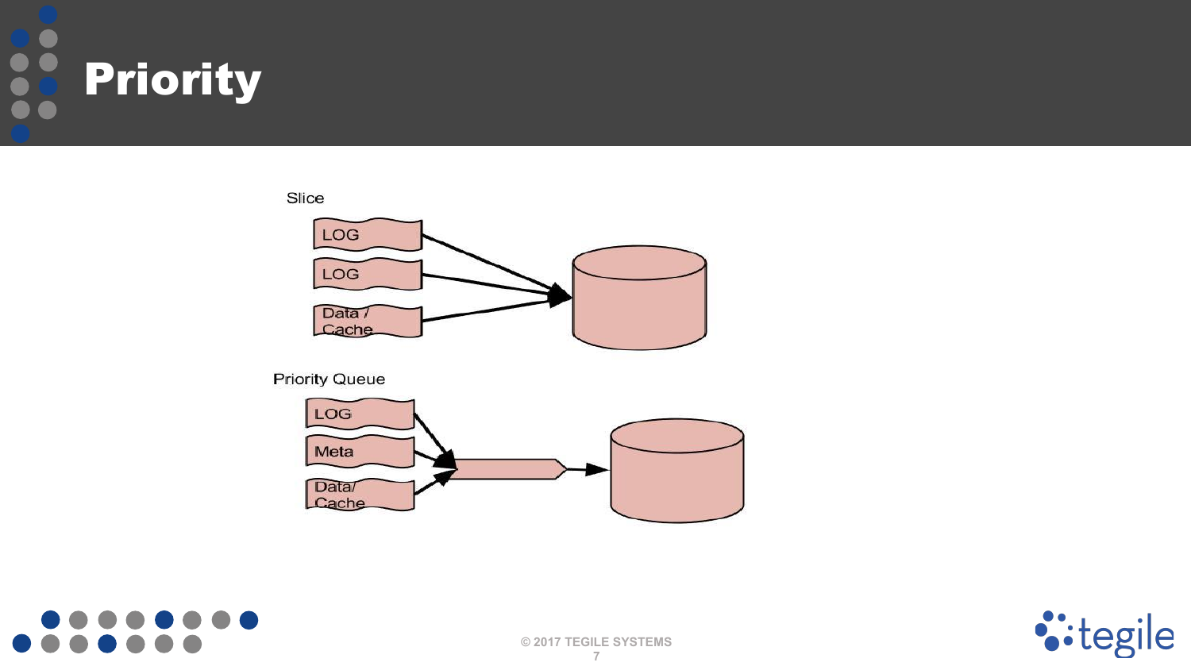# Priority

Slice

- LOG
- LOG
- Data / Cache

Priority Queue

- LOG
- Meta
- Data/ Cache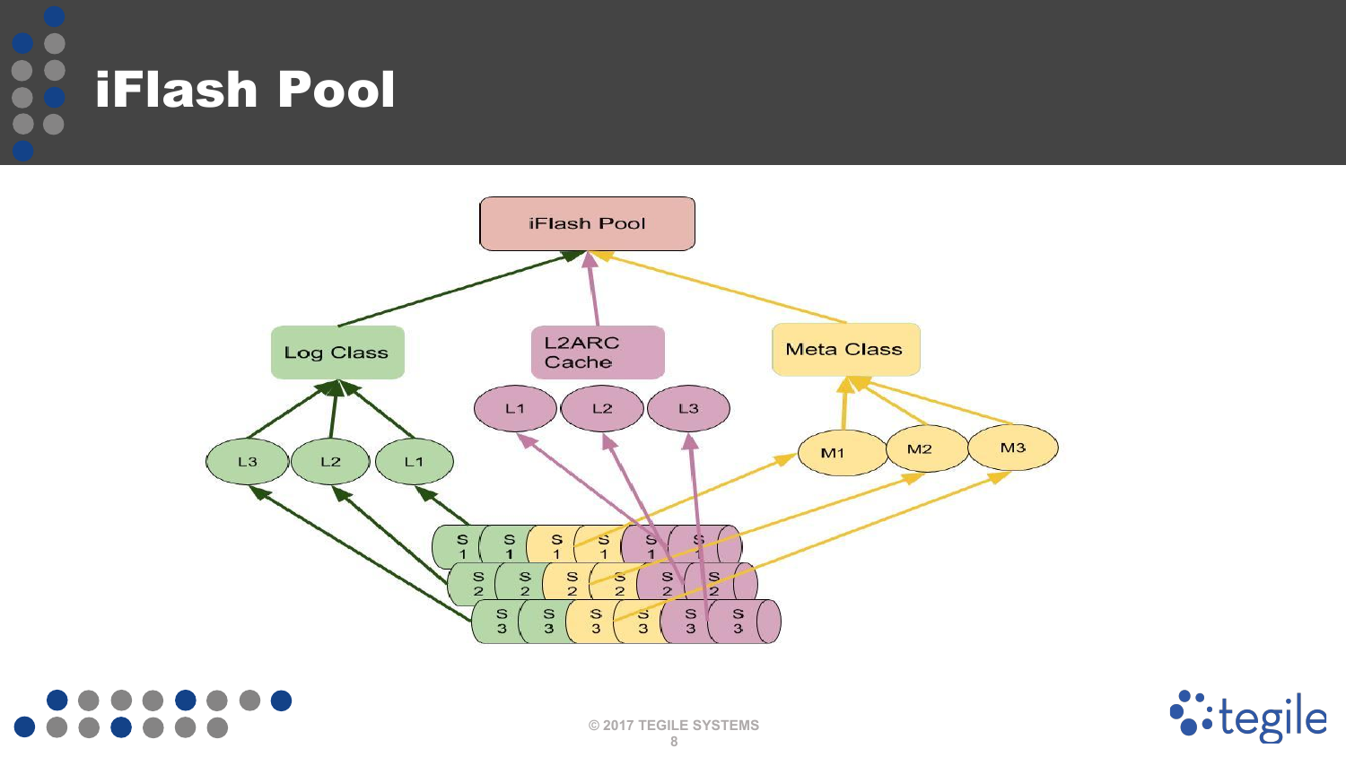# iFlash Pool

iFlash Pool

Log Class

L2ARC Cache

Meta Class

L3 L2 L1

L1 L2 L3

M1 M2 M3

S1 S1 S1 S1 S1 S1

S2 S2 S2 S2 S2 S2

S3 S3 S3 S3 S3 S3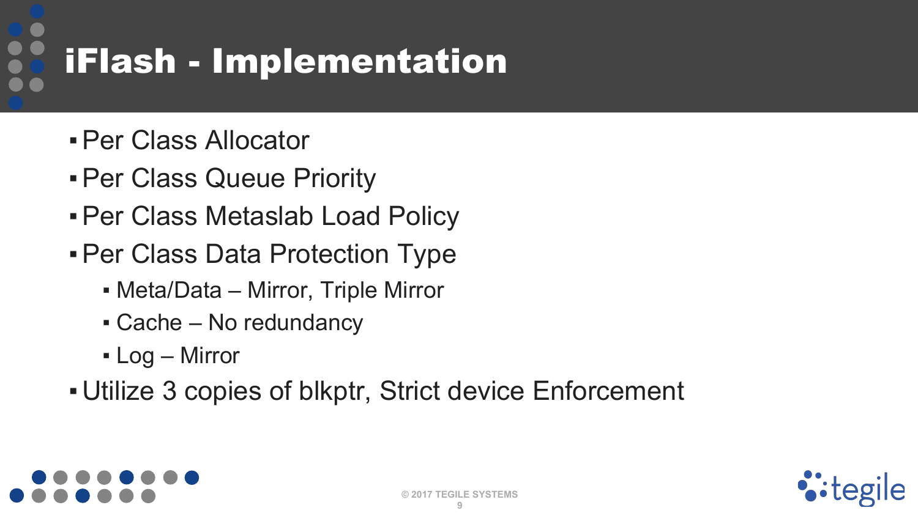# iFlash - Implementation

- Per Class Allocator
- Per Class Queue Priority
- Per Class Metaslab Load Policy
- Per Class Data Protection Type
  - Meta/Data – Mirror, Triple Mirror
  - Cache – No redundancy
  - Log – Mirror
- Utilize 3 copies of blkptr, Strict device Enforcement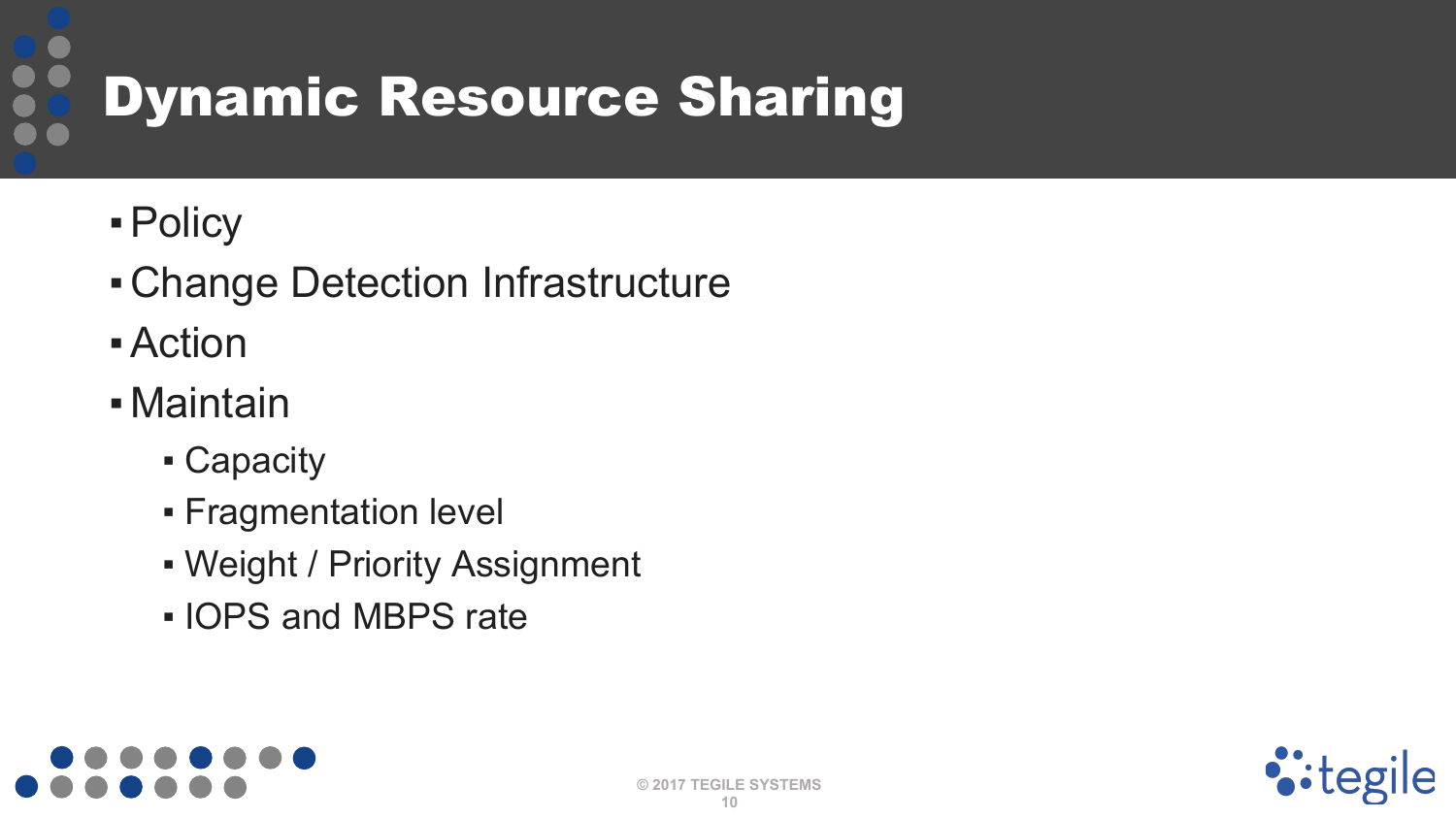# Dynamic Resource Sharing

- Policy
- Change Detection Infrastructure
- Action
- Maintain
  - Capacity
  - Fragmentation level
  - Weight / Priority Assignment
  - IOPS and MBPS rate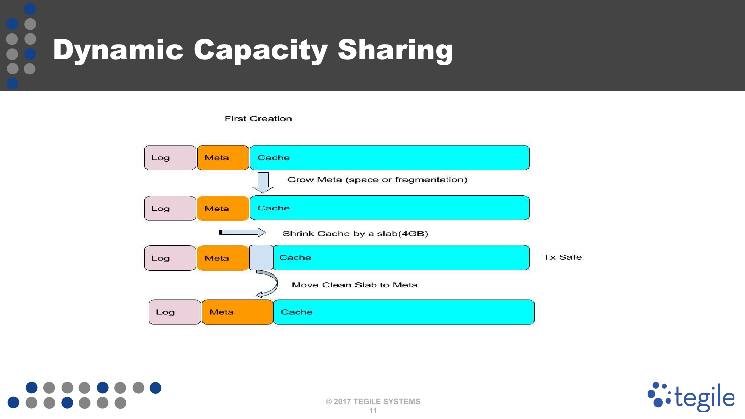# Dynamic Capacity Sharing

First Creation

Log | Meta | Cache

Grow Meta (space or fragmentation)

Log | Meta | Cache

Shrink Cache by a slab(4GB)

Log | Meta | | Cache — Tx Safe

Move Clean Slab to Meta

Log | Meta | Cache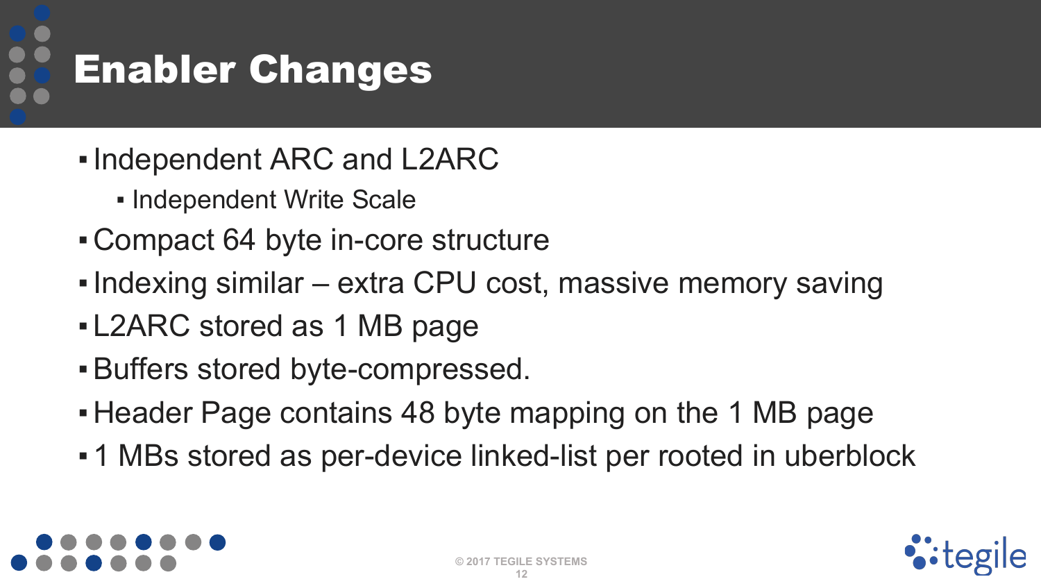# Enabler Changes

- Independent ARC and L2ARC
  - Independent Write Scale
- Compact 64 byte in-core structure
- Indexing similar – extra CPU cost, massive memory saving
- L2ARC stored as 1 MB page
- Buffers stored byte-compressed.
- Header Page contains 48 byte mapping on the 1 MB page
- 1 MBs stored as per-device linked-list per rooted in uberblock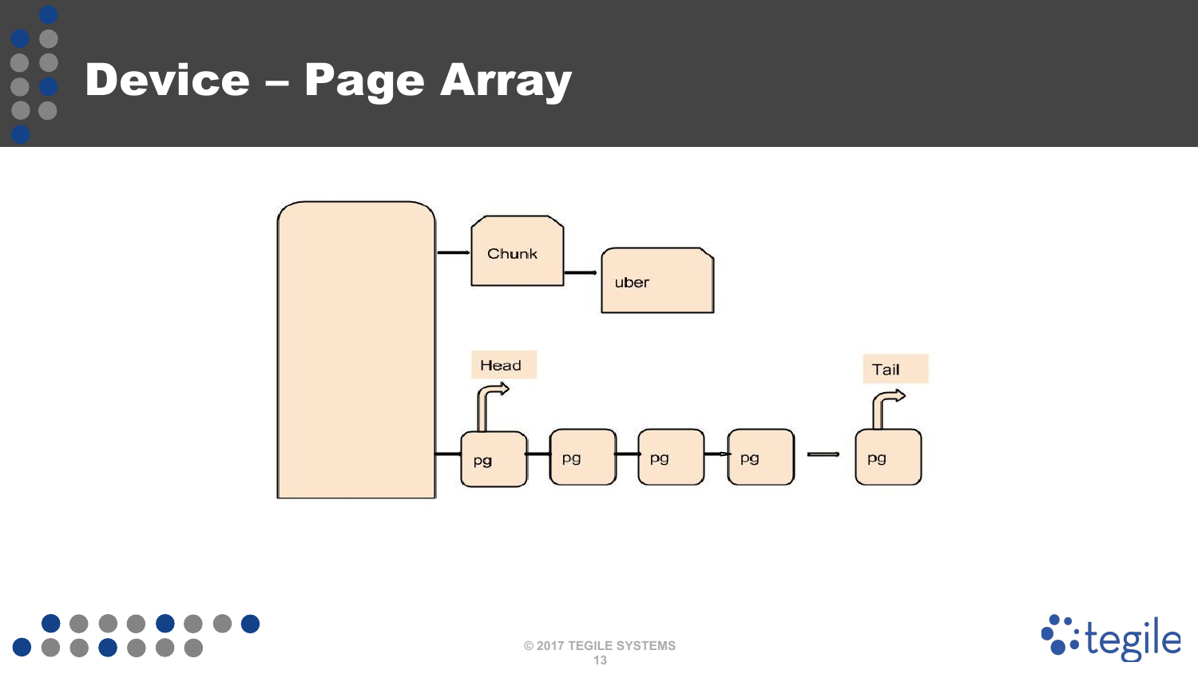# Device – Page Array

Chunk

uber

Head

Tail

pg pg pg pg pg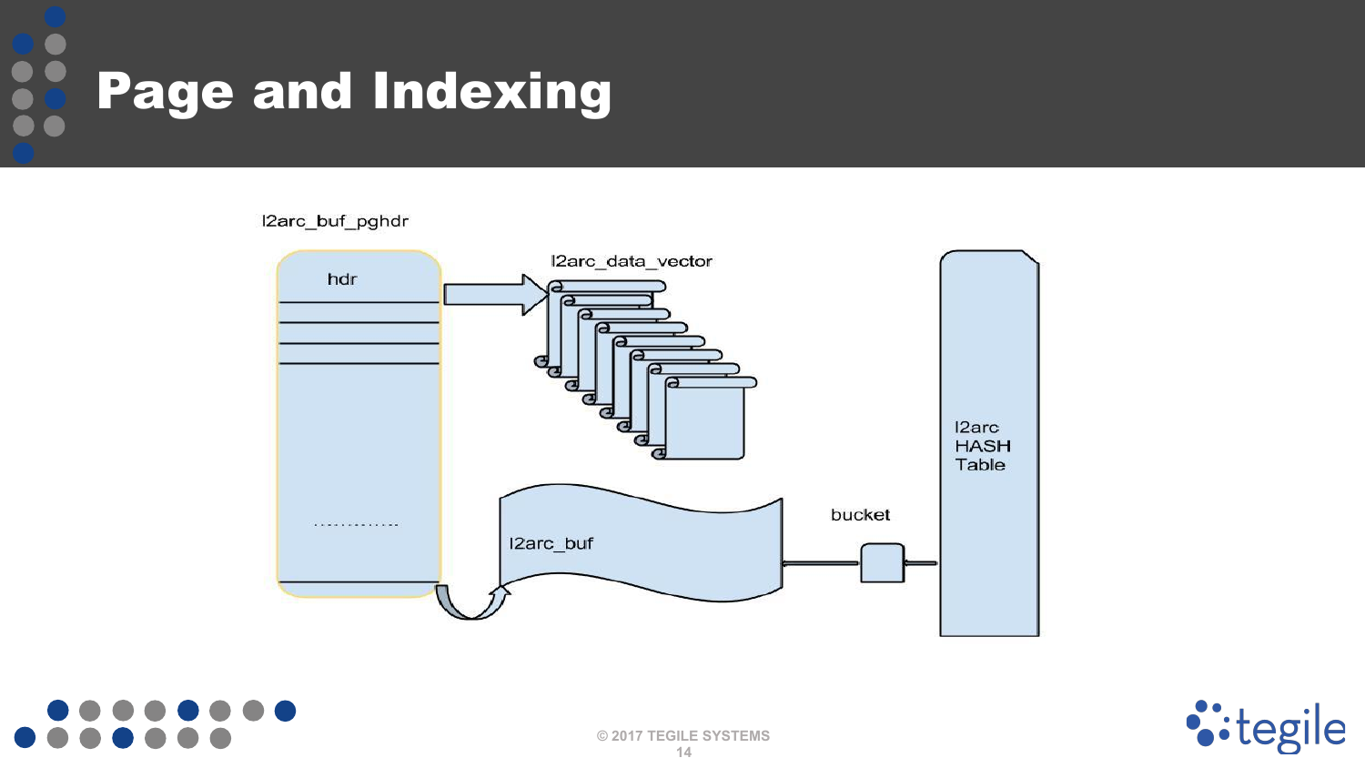# Page and Indexing

l2arc_buf_pghdr

hdr

l2arc_data_vector

l2arc HASH Table

bucket

l2arc_buf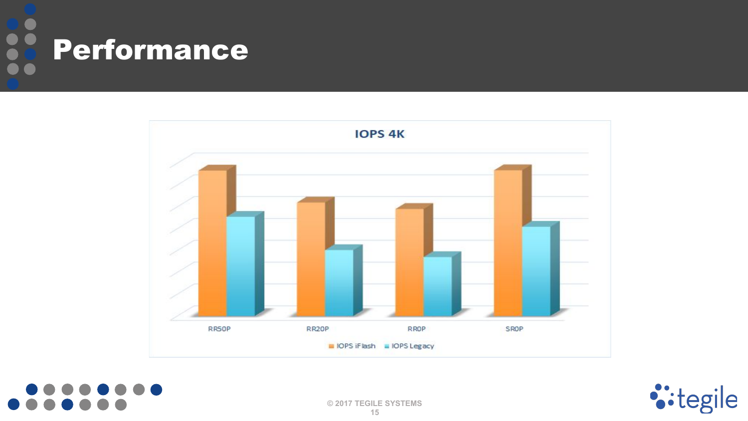# Performance

**IOPS 4K**

RR50P · RR20P · RR0P · SR0P

IOPS iFlash · IOPS Legacy

© 2017 TEGILE SYSTEMS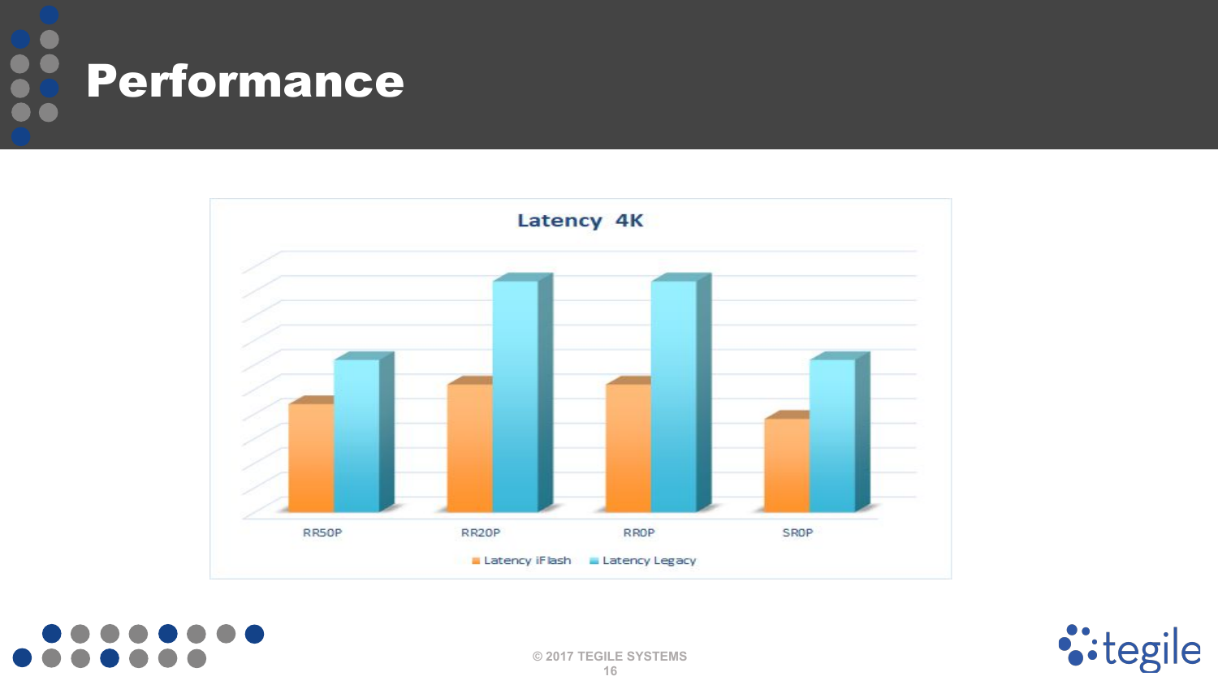# Performance

Latency 4K

RR50P RR20P RR0P SR0P

Latency iFlash | Latency Legacy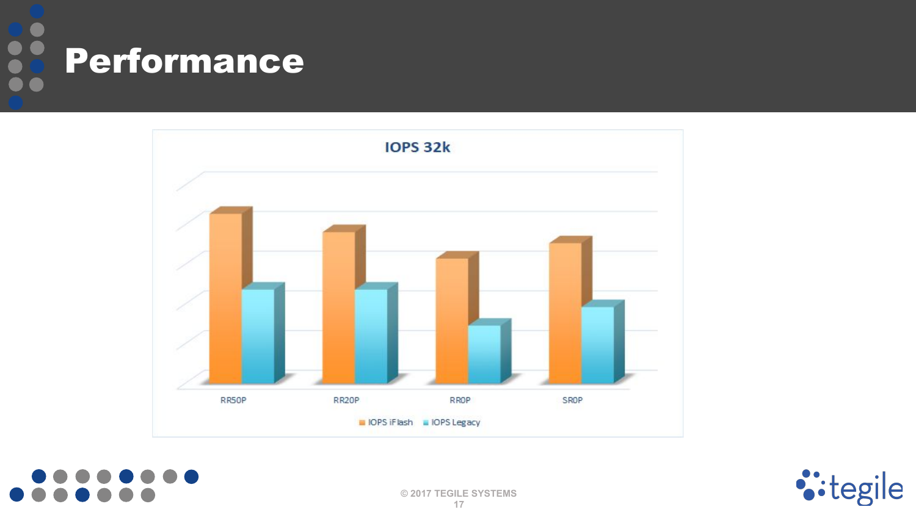# Performance

**IOPS 32k**

RR50P | RR20P | RROP | SROP

IOPS iFlash | IOPS Legacy

© 2017 TEGILE SYSTEMS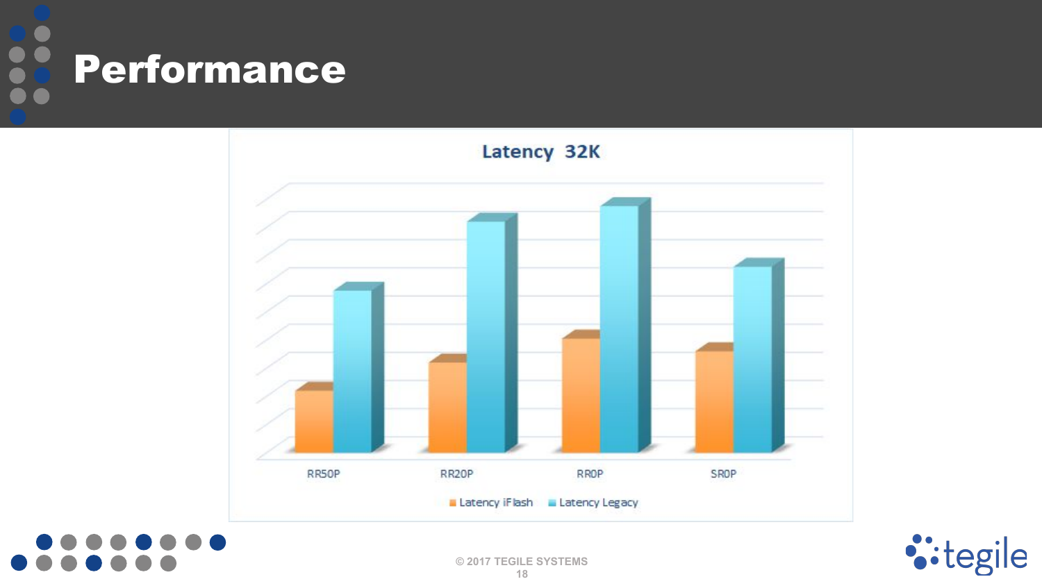# Performance

**Latency 32K**

RR50P  RR20P  RR0P  SR0P

Latency iFlash  Latency Legacy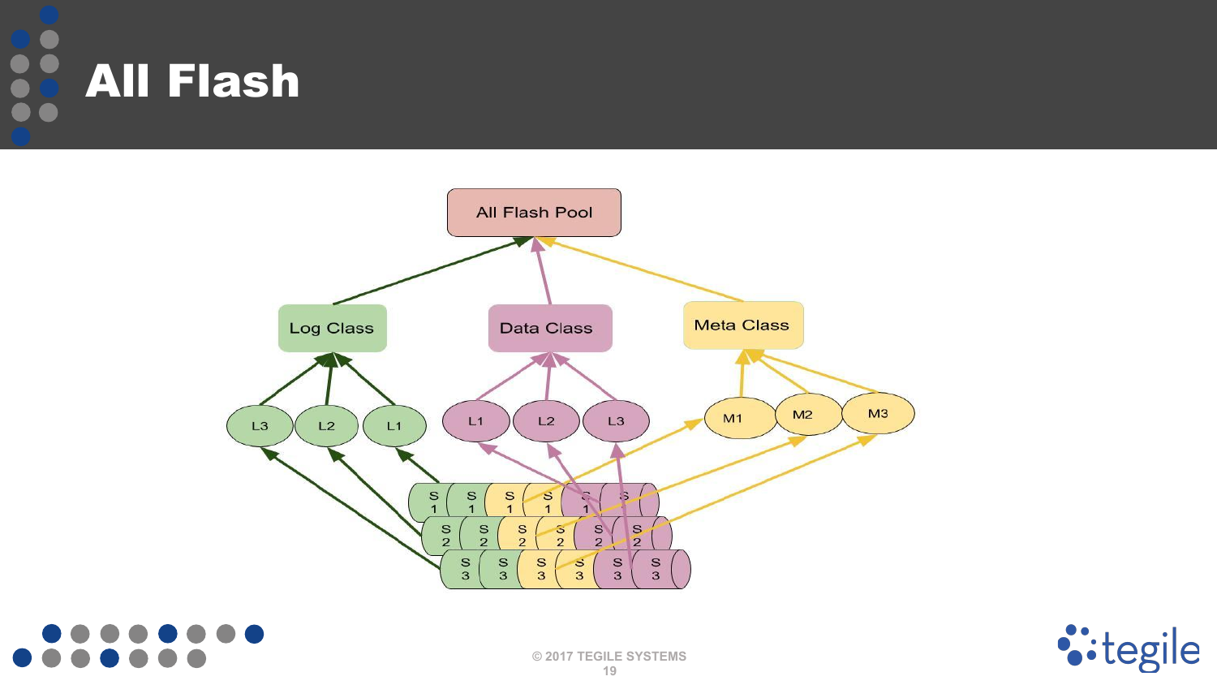# All Flash

All Flash Pool

Log Class

Data Class

Meta Class

L3 L2 L1

L1 L2 L3

M1 M2 M3

S1 S1 S1 S1 S1 S1

S2 S2 S2 S2 S2 S2

S3 S3 S3 S3 S3 S3

© 2017 TEGILE SYSTEMS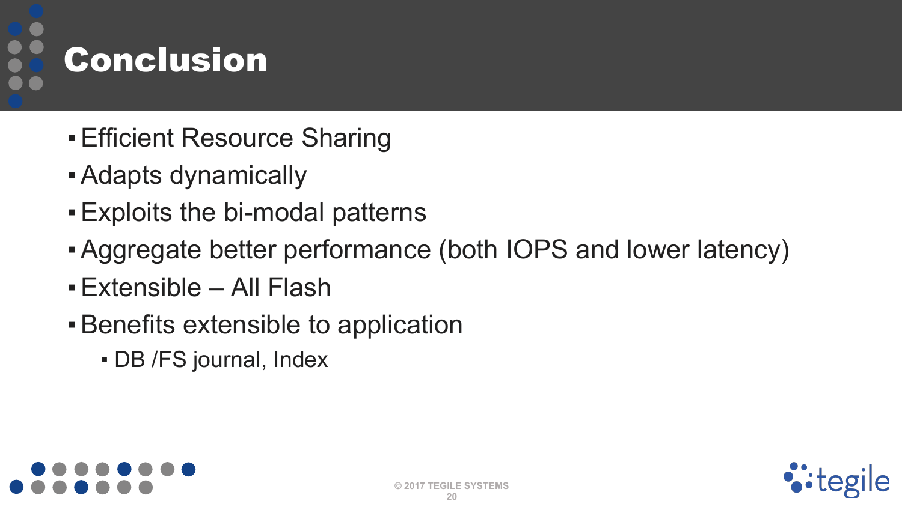# Conclusion

- Efficient Resource Sharing
- Adapts dynamically
- Exploits the bi-modal patterns
- Aggregate better performance (both IOPS and lower latency)
- Extensible – All Flash
- Benefits extensible to application
  - DB /FS journal, Index